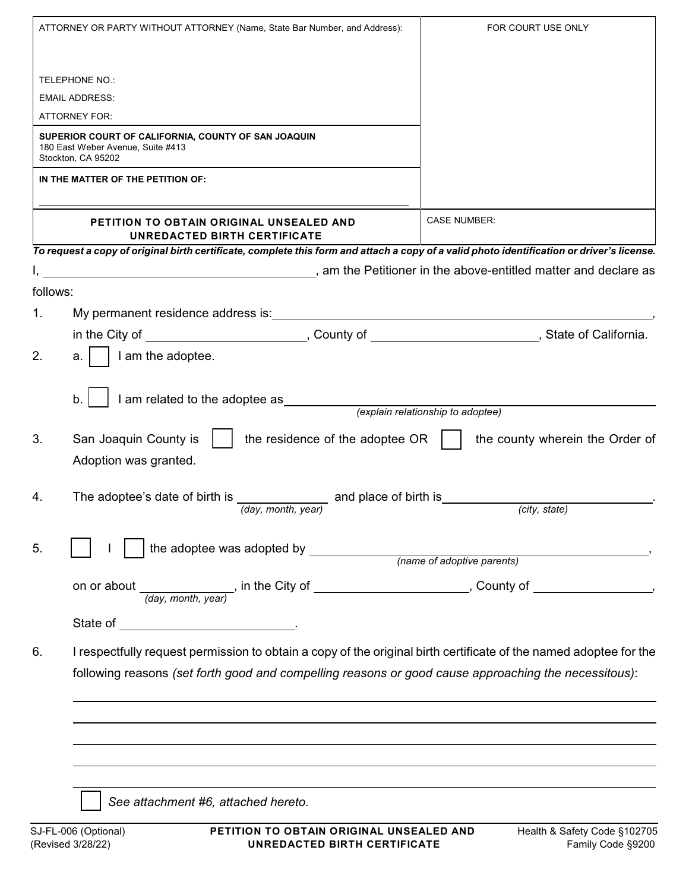| ATTORNEY OR PARTY WITHOUT ATTORNEY (Name, State Bar Number, and Address): | FOR COURT USE ONLY |
|---|---|
| TELEPHONE NO.:<br>EMAIL ADDRESS:<br>ATTORNEY FOR: | |
| **SUPERIOR COURT OF CALIFORNIA, COUNTY OF SAN JOAQUIN**<br>180 East Weber Avenue, Suite #413<br>Stockton, CA 95202 | |
| **IN THE MATTER OF THE PETITION OF:**<br>\_\_\_\_\_\_\_\_\_\_\_\_\_\_\_\_\_\_\_\_\_\_\_\_\_\_\_\_\_\_ | |
| **PETITION TO OBTAIN ORIGINAL UNSEALED AND UNREDACTED BIRTH CERTIFICATE** | CASE NUMBER: |

***To request a copy of original birth certificate, complete this form and attach a copy of a valid photo identification or driver's license.***

I, \_\_\_\_\_\_\_\_\_\_\_\_\_\_\_\_\_\_\_\_\_\_\_\_\_\_\_\_\_\_, am the Petitioner in the above-entitled matter and declare as follows:

1. My permanent residence address is: \_\_\_\_\_\_\_\_\_\_\_\_\_\_\_\_\_\_\_\_\_\_\_\_\_\_\_\_\_\_\_\_\_\_\_\_\_\_,
   in the City of \_\_\_\_\_\_\_\_\_\_\_\_\_\_\_\_\_\_\_\_, County of \_\_\_\_\_\_\_\_\_\_\_\_\_\_\_\_\_\_\_\_\_\_, State of California.

2. a. ☐ I am the adoptee.

   b. ☐ I am related to the adoptee as \_\_\_\_\_\_\_\_\_\_\_\_\_\_\_\_\_\_\_\_\_\_\_\_\_\_\_\_\_\_\_\_\_\_\_\_\_\_
   *(explain relationship to adoptee)*

3. San Joaquin County is ☐ the residence of the adoptee OR ☐ the county wherein the Order of Adoption was granted.

4. The adoptee's date of birth is \_\_\_\_\_\_\_\_\_\_\_\_ *(day, month, year)* and place of birth is \_\_\_\_\_\_\_\_\_\_\_\_\_\_\_\_\_\_\_\_\_\_\_\_\_\_\_\_ *(city, state)*.

5. ☐ I ☐ the adoptee was adopted by \_\_\_\_\_\_\_\_\_\_\_\_\_\_\_\_\_\_\_\_\_\_\_\_\_\_\_\_\_\_\_\_\_\_\_\_\_\_ *(name of adoptive parents)*,
   on or about \_\_\_\_\_\_\_\_\_\_\_\_ *(day, month, year)*, in the City of \_\_\_\_\_\_\_\_\_\_\_\_\_\_\_\_\_\_\_\_, County of \_\_\_\_\_\_\_\_\_\_\_\_\_\_\_\_,
   State of \_\_\_\_\_\_\_\_\_\_\_\_\_\_\_\_\_\_\_\_\_\_.

6. I respectfully request permission to obtain a copy of the original birth certificate of the named adoptee for the following reasons *(set forth good and compelling reasons or good cause approaching the necessitous)*:

   \_\_\_\_\_\_\_\_\_\_\_\_\_\_\_\_\_\_\_\_\_\_\_\_\_\_\_\_\_\_\_\_\_\_\_\_\_\_\_\_\_\_\_\_\_\_\_\_\_\_\_\_\_\_\_\_\_\_\_\_\_\_\_\_\_\_\_\_\_\_
   \_\_\_\_\_\_\_\_\_\_\_\_\_\_\_\_\_\_\_\_\_\_\_\_\_\_\_\_\_\_\_\_\_\_\_\_\_\_\_\_\_\_\_\_\_\_\_\_\_\_\_\_\_\_\_\_\_\_\_\_\_\_\_\_\_\_\_\_\_\_
   \_\_\_\_\_\_\_\_\_\_\_\_\_\_\_\_\_\_\_\_\_\_\_\_\_\_\_\_\_\_\_\_\_\_\_\_\_\_\_\_\_\_\_\_\_\_\_\_\_\_\_\_\_\_\_\_\_\_\_\_\_\_\_\_\_\_\_\_\_\_
   \_\_\_\_\_\_\_\_\_\_\_\_\_\_\_\_\_\_\_\_\_\_\_\_\_\_\_\_\_\_\_\_\_\_\_\_\_\_\_\_\_\_\_\_\_\_\_\_\_\_\_\_\_\_\_\_\_\_\_\_\_\_\_\_\_\_\_\_\_\_
   \_\_\_\_\_\_\_\_\_\_\_\_\_\_\_\_\_\_\_\_\_\_\_\_\_\_\_\_\_\_\_\_\_\_\_\_\_\_\_\_\_\_\_\_\_\_\_\_\_\_\_\_\_\_\_\_\_\_\_\_\_\_\_\_\_\_\_\_\_\_

   ☐ *See attachment #6, attached hereto.*

SJ-FL-006 (Optional)
(Revised 3/28/22)

**PETITION TO OBTAIN ORIGINAL UNSEALED AND UNREDACTED BIRTH CERTIFICATE**

Health & Safety Code §102705
Family Code §9200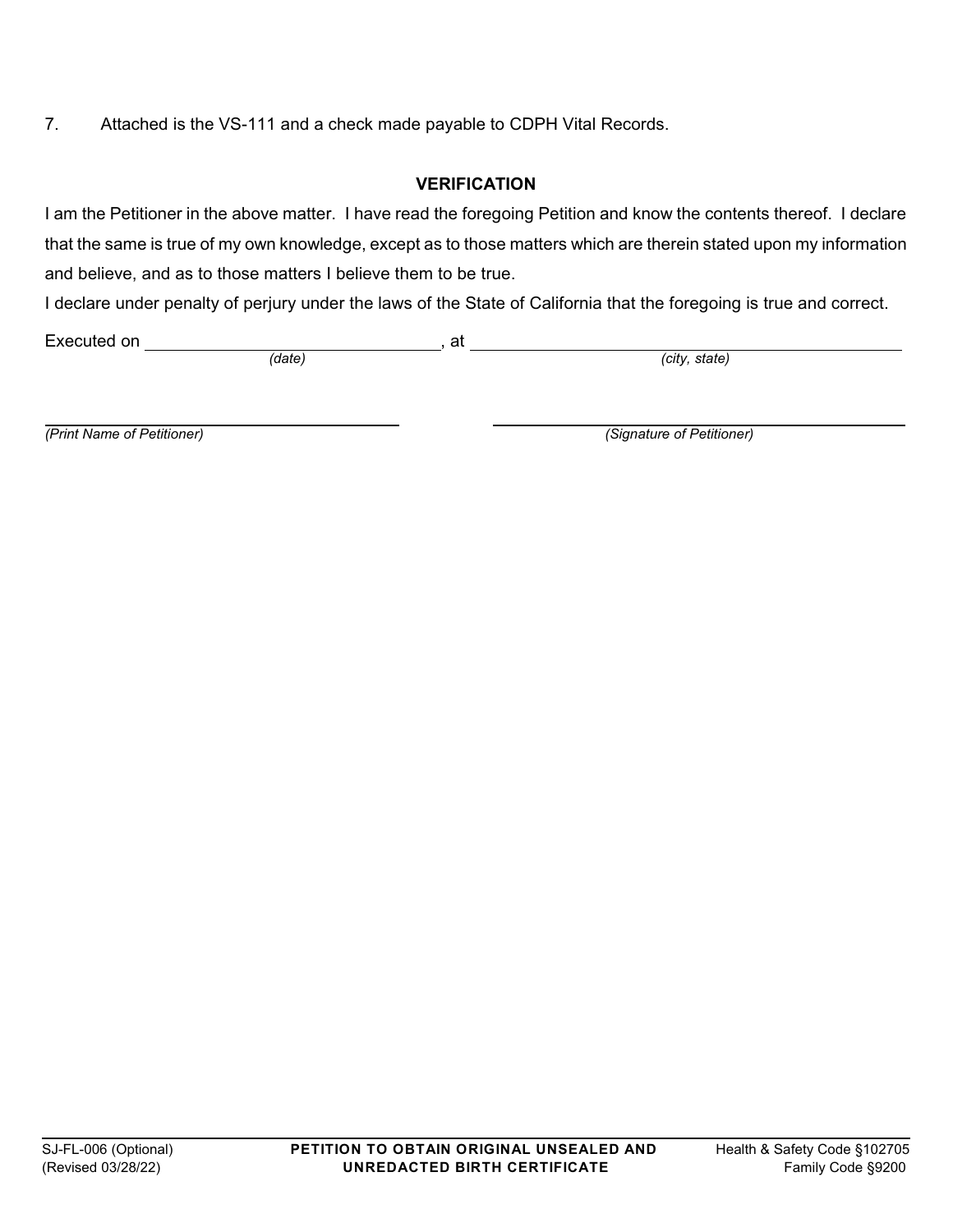7. Attached is the VS-111 and a check made payable to CDPH Vital Records.

**VERIFICATION**

I am the Petitioner in the above matter. I have read the foregoing Petition and know the contents thereof. I declare that the same is true of my own knowledge, except as to those matters which are therein stated upon my information and believe, and as to those matters I believe them to be true.

I declare under penalty of perjury under the laws of the State of California that the foregoing is true and correct.

Executed on ______________________________, at ______________________________

*(date)* *(city, state)*

______________________________ ______________________________

*(Print Name of Petitioner)* *(Signature of Petitioner)*

SJ-FL-006 (Optional)
(Revised 03/28/22)

**PETITION TO OBTAIN ORIGINAL UNSEALED AND UNREDACTED BIRTH CERTIFICATE**

Health & Safety Code §102705
Family Code §9200